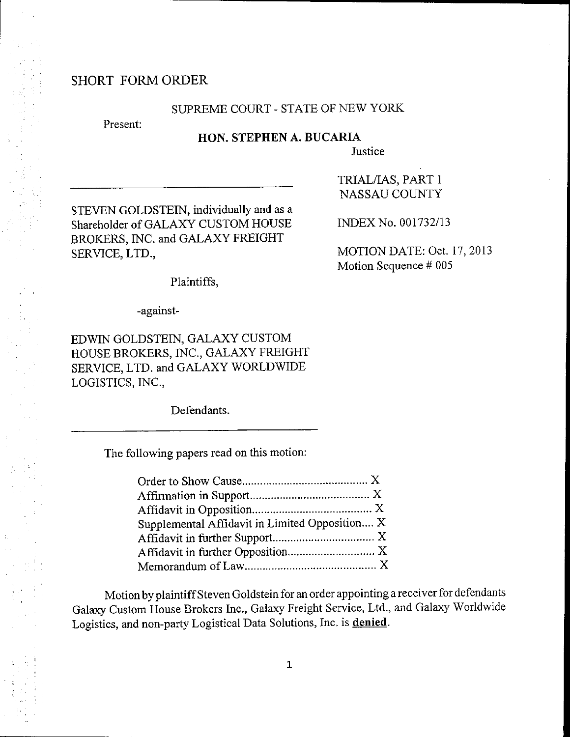SHORT FORM ORDER

SUPREME COURT - STATE OF NEW YORK

Present:

**HON. STEPHEN A. BUCARIA**

Justice

TRIAL/IAS, PART 1
NASSAU COUNTY

STEVEN GOLDSTEIN, individually and as a Shareholder of GALAXY CUSTOM HOUSE BROKERS, INC. and GALAXY FREIGHT SERVICE, LTD.,

Plaintiffs,

-against-

EDWIN GOLDSTEIN, GALAXY CUSTOM HOUSE BROKERS, INC., GALAXY FREIGHT SERVICE, LTD. and GALAXY WORLDWIDE LOGISTICS, INC.,

Defendants.

INDEX No. 001732/13

MOTION DATE: Oct. 17, 2013
Motion Sequence # 005

The following papers read on this motion:

Order to Show Cause.......................................... X
Affirmation in Support........................................ X
Affidavit in Opposition........................................ X
Supplemental Affidavit in Limited Opposition.... X
Affidavit in further Support.................................. X
Affidavit in further Opposition............................. X
Memorandum of Law............................................ X

Motion by plaintiff Steven Goldstein for an order appointing a receiver for defendants Galaxy Custom House Brokers Inc., Galaxy Freight Service, Ltd., and Galaxy Worldwide Logistics, and non-party Logistical Data Solutions, Inc. is **denied**.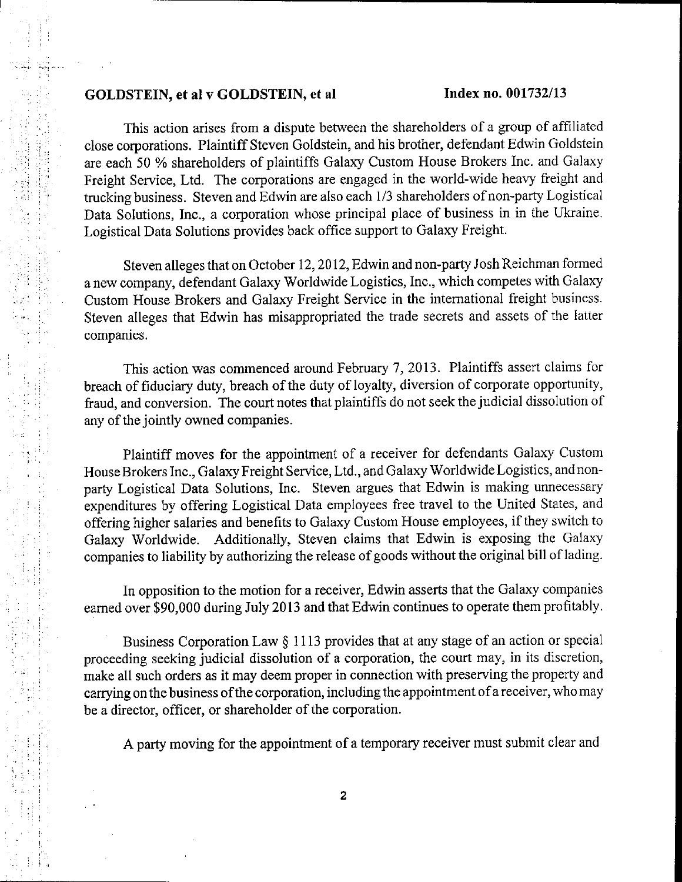This action arises from a dispute between the shareholders of a group of affiliated close corporations. Plaintiff Steven Goldstein, and his brother, defendant Edwin Goldstein are each 50 % shareholders of plaintiffs Galaxy Custom House Brokers Inc. and Galaxy Freight Service, Ltd. The corporations are engaged in the world-wide heavy freight and trucking business. Steven and Edwin are also each 1/3 shareholders of non-party Logistical Data Solutions, Inc., a corporation whose principal place of business in in the Ukraine. Logistical Data Solutions provides back office support to Galaxy Freight.

Steven alleges that on October 12, 2012, Edwin and non-party Josh Reichman formed a new company, defendant Galaxy Worldwide Logistics, Inc., which competes with Galaxy Custom House Brokers and Galaxy Freight Service in the international freight business. Steven alleges that Edwin has misappropriated the trade secrets and assets of the latter companies.

This action was commenced around February 7, 2013. Plaintiffs assert claims for breach of fiduciary duty, breach of the duty of loyalty, diversion of corporate opportunity, fraud, and conversion. The court notes that plaintiffs do not seek the judicial dissolution of any of the jointly owned companies.

Plaintiff moves for the appointment of a receiver for defendants Galaxy Custom House Brokers Inc., Galaxy Freight Service, Ltd., and Galaxy Worldwide Logistics, and non-party Logistical Data Solutions, Inc. Steven argues that Edwin is making unnecessary expenditures by offering Logistical Data employees free travel to the United States, and offering higher salaries and benefits to Galaxy Custom House employees, if they switch to Galaxy Worldwide. Additionally, Steven claims that Edwin is exposing the Galaxy companies to liability by authorizing the release of goods without the original bill of lading.

In opposition to the motion for a receiver, Edwin asserts that the Galaxy companies earned over $90,000 during July 2013 and that Edwin continues to operate them profitably.

Business Corporation Law § 1113 provides that at any stage of an action or special proceeding seeking judicial dissolution of a corporation, the court may, in its discretion, make all such orders as it may deem proper in connection with preserving the property and carrying on the business of the corporation, including the appointment of a receiver, who may be a director, officer, or shareholder of the corporation.

A party moving for the appointment of a temporary receiver must submit clear and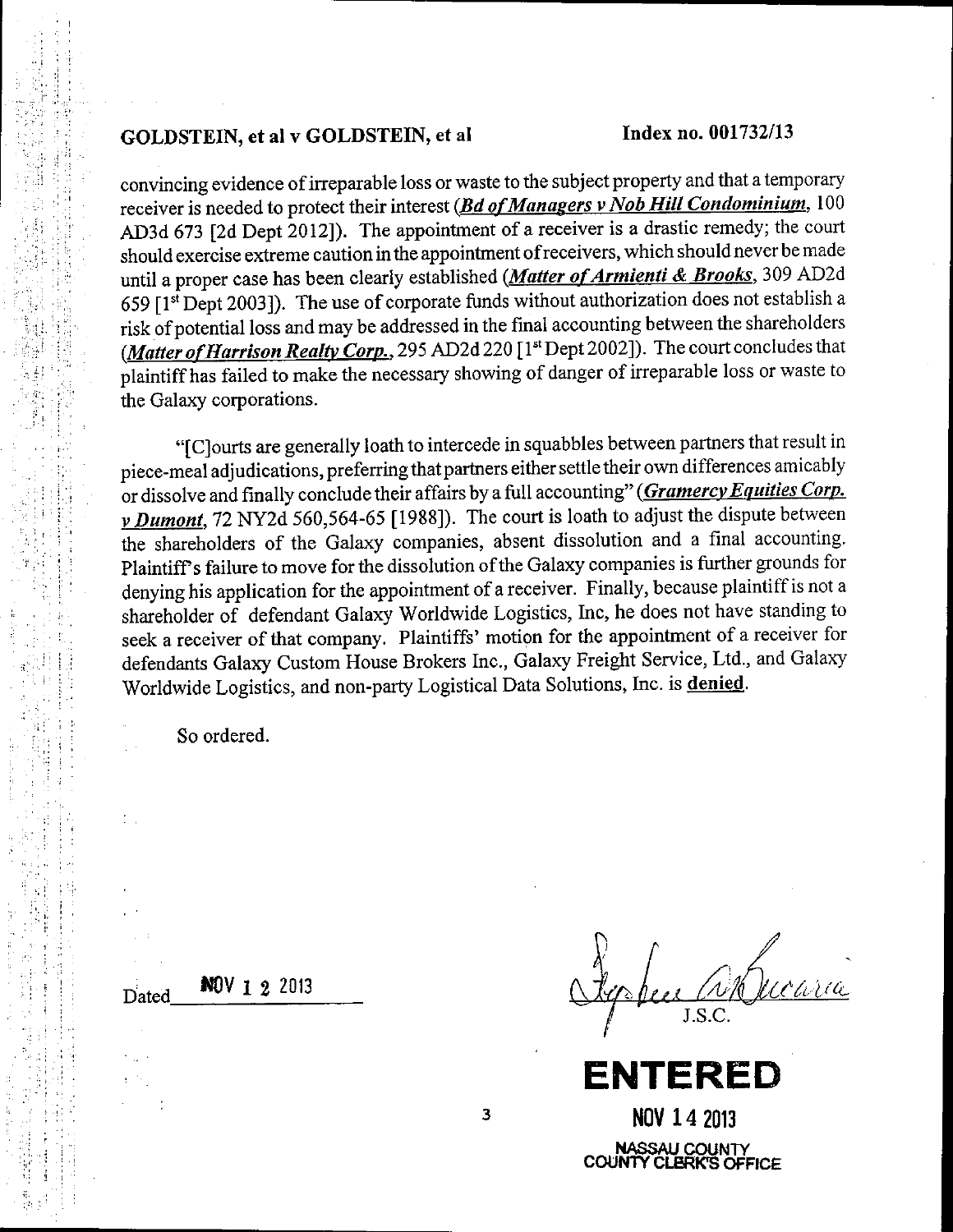convincing evidence of irreparable loss or waste to the subject property and that a temporary receiver is needed to protect their interest (***Bd of Managers v Nob Hill Condominium***, 100 AD3d 673 [2d Dept 2012]). The appointment of a receiver is a drastic remedy; the court should exercise extreme caution in the appointment of receivers, which should never be made until a proper case has been clearly established (***Matter of Armienti & Brooks***, 309 AD2d 659 [1st Dept 2003]). The use of corporate funds without authorization does not establish a risk of potential loss and may be addressed in the final accounting between the shareholders (***Matter of Harrison Realty Corp.***, 295 AD2d 220 [1st Dept 2002]). The court concludes that plaintiff has failed to make the necessary showing of danger of irreparable loss or waste to the Galaxy corporations.

"[C]ourts are generally loath to intercede in squabbles between partners that result in piece-meal adjudications, preferring that partners either settle their own differences amicably or dissolve and finally conclude their affairs by a full accounting" (***Gramercy Equities Corp. v Dumont***, 72 NY2d 560,564-65 [1988]). The court is loath to adjust the dispute between the shareholders of the Galaxy companies, absent dissolution and a final accounting. Plaintiff's failure to move for the dissolution of the Galaxy companies is further grounds for denying his application for the appointment of a receiver. Finally, because plaintiff is not a shareholder of defendant Galaxy Worldwide Logistics, Inc, he does not have standing to seek a receiver of that company. Plaintiffs' motion for the appointment of a receiver for defendants Galaxy Custom House Brokers Inc., Galaxy Freight Service, Ltd., and Galaxy Worldwide Logistics, and non-party Logistical Data Solutions, Inc. is **denied**.

So ordered.

Dated NOV 12 2013

Stephen A. Bucaria
J.S.C.

**ENTERED**

NOV 14 2013

NASSAU COUNTY
COUNTY CLERK'S OFFICE